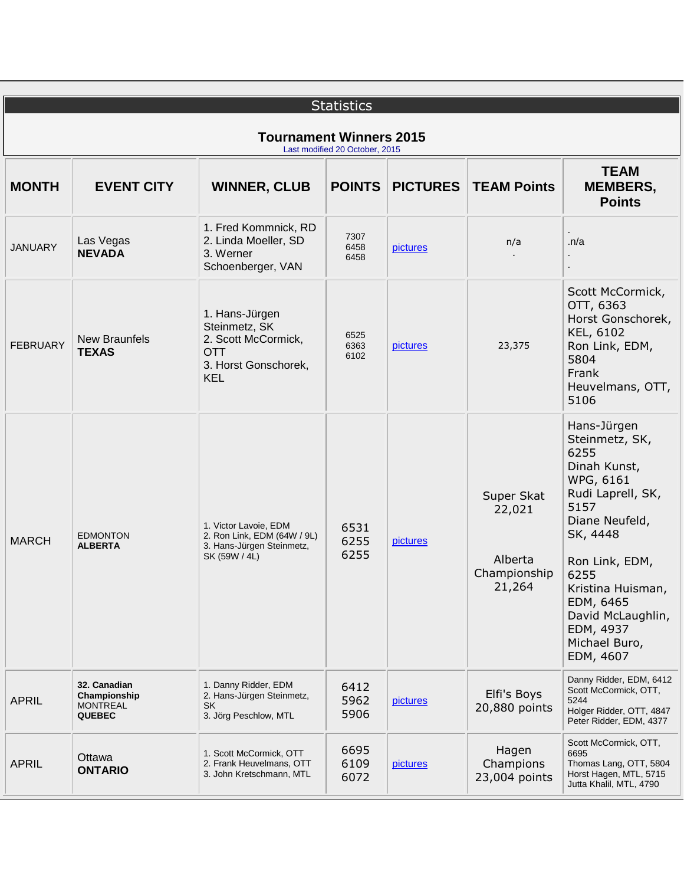## Statistics

### Tournament Winners 2015

Last modified 20 October, 2015

| MONTH | EVENT CITY | WINNER, CLUB | POINTS | PICTURES | TEAM Points | TEAM MEMBERS, Points |
|---|---|---|---|---|---|---|
| JANUARY | Las Vegas **NEVADA** | 1. Fred Kommnick, RD<br>2. Linda Moeller, SD<br>3. Werner Schoenberger, VAN | 7307<br>6458<br>6458 | pictures | n/a<br>. | .<br>.n/a<br>.<br>. |
| FEBRUARY | New Braunfels **TEXAS** | 1. Hans-Jürgen Steinmetz, SK<br>2. Scott McCormick, OTT<br>3. Horst Gonschorek, KEL | 6525<br>6363<br>6102 | pictures | 23,375 | Scott McCormick, OTT, 6363<br>Horst Gonschorek, KEL, 6102<br>Ron Link, EDM, 5804<br>Frank Heuvelmans, OTT, 5106 |
| MARCH | EDMONTON **ALBERTA** | 1. Victor Lavoie, EDM<br>2. Ron Link, EDM (64W / 9L)<br>3. Hans-Jürgen Steinmetz, SK (59W / 4L) | 6531<br>6255<br>6255 | pictures | Super Skat 22,021<br><br>Alberta Championship 21,264 | Hans-Jürgen Steinmetz, SK, 6255<br>Dinah Kunst, WPG, 6161<br>Rudi Laprell, SK, 5157<br>Diane Neufeld, SK, 4448<br><br>Ron Link, EDM, 6255<br>Kristina Huisman, EDM, 6465<br>David McLaughlin, EDM, 4937<br>Michael Buro, EDM, 4607 |
| APRIL | **32. Canadian Championship** MONTREAL **QUEBEC** | 1. Danny Ridder, EDM<br>2. Hans-Jürgen Steinmetz, SK<br>3. Jörg Peschlow, MTL | 6412<br>5962<br>5906 | pictures | Elfi's Boys 20,880 points | Danny Ridder, EDM, 6412<br>Scott McCormick, OTT, 5244<br>Holger Ridder, OTT, 4847<br>Peter Ridder, EDM, 4377 |
| APRIL | Ottawa **ONTARIO** | 1. Scott McCormick, OTT<br>2. Frank Heuvelmans, OTT<br>3. John Kretschmann, MTL | 6695<br>6109<br>6072 | pictures | Hagen Champions 23,004 points | Scott McCormick, OTT, 6695<br>Thomas Lang, OTT, 5804<br>Horst Hagen, MTL, 5715<br>Jutta Khalil, MTL, 4790 |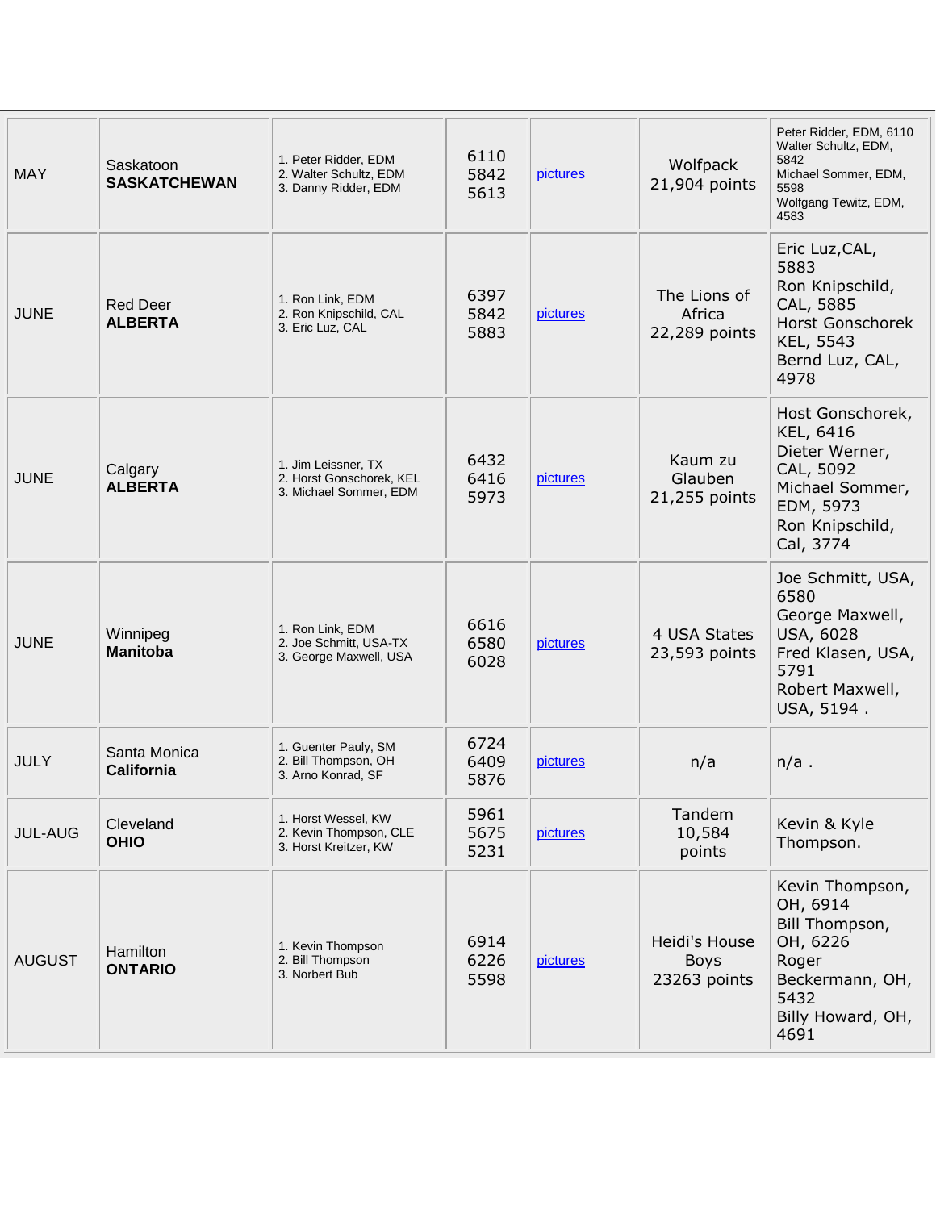| | | | | | | |
|---|---|---|---|---|---|---|
| MAY | Saskatoon **SASKATCHEWAN** | 1. Peter Ridder, EDM<br>2. Walter Schultz, EDM<br>3. Danny Ridder, EDM | 6110<br>5842<br>5613 | pictures | Wolfpack 21,904 points | Peter Ridder, EDM, 6110<br>Walter Schultz, EDM, 5842<br>Michael Sommer, EDM, 5598<br>Wolfgang Tewitz, EDM, 4583 |
| JUNE | Red Deer **ALBERTA** | 1. Ron Link, EDM<br>2. Ron Knipschild, CAL<br>3. Eric Luz, CAL | 6397<br>5842<br>5883 | pictures | The Lions of Africa 22,289 points | Eric Luz,CAL, 5883<br>Ron Knipschild, CAL, 5885<br>Horst Gonschorek KEL, 5543<br>Bernd Luz, CAL, 4978 |
| JUNE | Calgary **ALBERTA** | 1. Jim Leissner, TX<br>2. Horst Gonschorek, KEL<br>3. Michael Sommer, EDM | 6432<br>6416<br>5973 | pictures | Kaum zu Glauben 21,255 points | Host Gonschorek, KEL, 6416<br>Dieter Werner, CAL, 5092<br>Michael Sommer, EDM, 5973<br>Ron Knipschild, Cal, 3774 |
| JUNE | Winnipeg **Manitoba** | 1. Ron Link, EDM<br>2. Joe Schmitt, USA-TX<br>3. George Maxwell, USA | 6616<br>6580<br>6028 | pictures | 4 USA States 23,593 points | Joe Schmitt, USA, 6580<br>George Maxwell, USA, 6028<br>Fred Klasen, USA, 5791<br>Robert Maxwell, USA, 5194 . |
| JULY | Santa Monica **California** | 1. Guenter Pauly, SM<br>2. Bill Thompson, OH<br>3. Arno Konrad, SF | 6724<br>6409<br>5876 | pictures | n/a | n/a . |
| JUL-AUG | Cleveland **OHIO** | 1. Horst Wessel, KW<br>2. Kevin Thompson, CLE<br>3. Horst Kreitzer, KW | 5961<br>5675<br>5231 | pictures | Tandem 10,584 points | Kevin & Kyle Thompson. |
| AUGUST | Hamilton **ONTARIO** | 1. Kevin Thompson<br>2. Bill Thompson<br>3. Norbert Bub | 6914<br>6226<br>5598 | pictures | Heidi's House Boys 23263 points | Kevin Thompson, OH, 6914<br>Bill Thompson, OH, 6226<br>Roger Beckermann, OH, 5432<br>Billy Howard, OH, 4691 |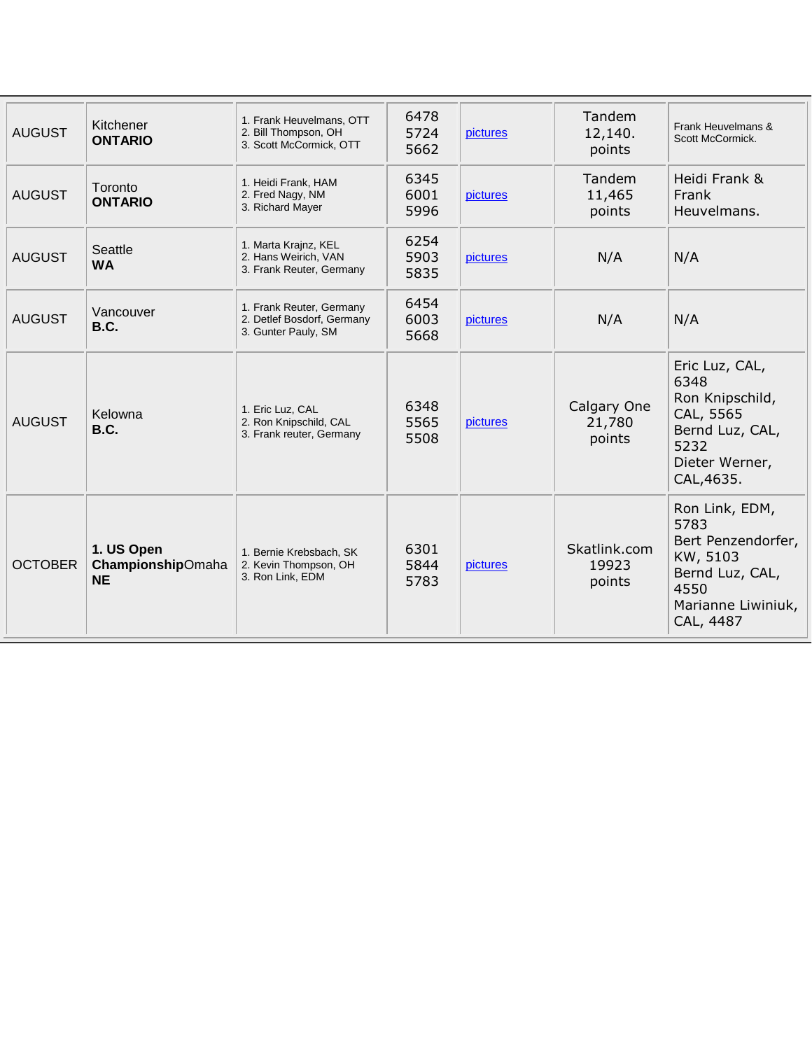| | | | | | | |
|---|---|---|---|---|---|---|
| AUGUST | Kitchener **ONTARIO** | 1. Frank Heuvelmans, OTT<br>2. Bill Thompson, OH<br>3. Scott McCormick, OTT | 6478<br>5724<br>5662 | pictures | Tandem 12,140. points | Frank Heuvelmans & Scott McCormick. |
| AUGUST | Toronto **ONTARIO** | 1. Heidi Frank, HAM<br>2. Fred Nagy, NM<br>3. Richard Mayer | 6345<br>6001<br>5996 | pictures | Tandem 11,465 points | Heidi Frank & Frank Heuvelmans. |
| AUGUST | Seattle **WA** | 1. Marta Krajnz, KEL<br>2. Hans Weirich, VAN<br>3. Frank Reuter, Germany | 6254<br>5903<br>5835 | pictures | N/A | N/A |
| AUGUST | Vancouver **B.C.** | 1. Frank Reuter, Germany<br>2. Detlef Bosdorf, Germany<br>3. Gunter Pauly, SM | 6454<br>6003<br>5668 | pictures | N/A | N/A |
| AUGUST | Kelowna **B.C.** | 1. Eric Luz, CAL<br>2. Ron Knipschild, CAL<br>3. Frank reuter, Germany | 6348<br>5565<br>5508 | pictures | Calgary One 21,780 points | Eric Luz, CAL, 6348<br>Ron Knipschild, CAL, 5565<br>Bernd Luz, CAL, 5232<br>Dieter Werner, CAL,4635. |
| OCTOBER | **1. US Open Championship**Omaha **NE** | 1. Bernie Krebsbach, SK<br>2. Kevin Thompson, OH<br>3. Ron Link, EDM | 6301<br>5844<br>5783 | pictures | Skatlink.com 19923 points | Ron Link, EDM, 5783<br>Bert Penzendorfer, KW, 5103<br>Bernd Luz, CAL, 4550<br>Marianne Liwiniuk, CAL, 4487 |